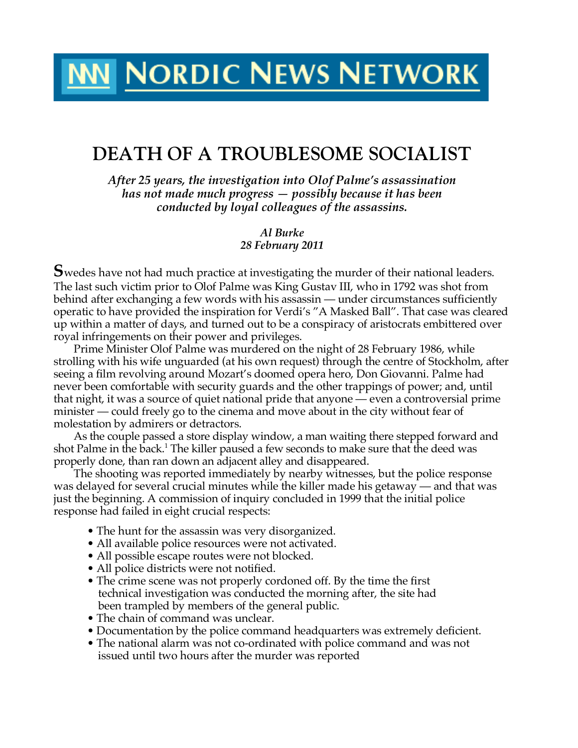# NORDIC NEWS NETWORK

# DEATH OF A TROUBLESOME SOCIALIST

***After 25 years, the investigation into Olof Palme's assassination has not made much progress — possibly because it has been conducted by loyal colleagues of the assassins.***

*Al Burke*
*28 February 2011*

**S**wedes have not had much practice at investigating the murder of their national leaders. The last such victim prior to Olof Palme was King Gustav III, who in 1792 was shot from behind after exchanging a few words with his assassin — under circumstances sufficiently operatic to have provided the inspiration for Verdi's "A Masked Ball". That case was cleared up within a matter of days, and turned out to be a conspiracy of aristocrats embittered over royal infringements on their power and privileges.

Prime Minister Olof Palme was murdered on the night of 28 February 1986, while strolling with his wife unguarded (at his own request) through the centre of Stockholm, after seeing a film revolving around Mozart's doomed opera hero, Don Giovanni. Palme had never been comfortable with security guards and the other trappings of power; and, until that night, it was a source of quiet national pride that anyone — even a controversial prime minister — could freely go to the cinema and move about in the city without fear of molestation by admirers or detractors.

As the couple passed a store display window, a man waiting there stepped forward and shot Palme in the back.[1] The killer paused a few seconds to make sure that the deed was properly done, than ran down an adjacent alley and disappeared.

The shooting was reported immediately by nearby witnesses, but the police response was delayed for several crucial minutes while the killer made his getaway — and that was just the beginning. A commission of inquiry concluded in 1999 that the initial police response had failed in eight crucial respects:

- The hunt for the assassin was very disorganized.
- All available police resources were not activated.
- All possible escape routes were not blocked.
- All police districts were not notified.
- The crime scene was not properly cordoned off. By the time the first technical investigation was conducted the morning after, the site had been trampled by members of the general public.
- The chain of command was unclear.
- Documentation by the police command headquarters was extremely deficient.
- The national alarm was not co-ordinated with police command and was not issued until two hours after the murder was reported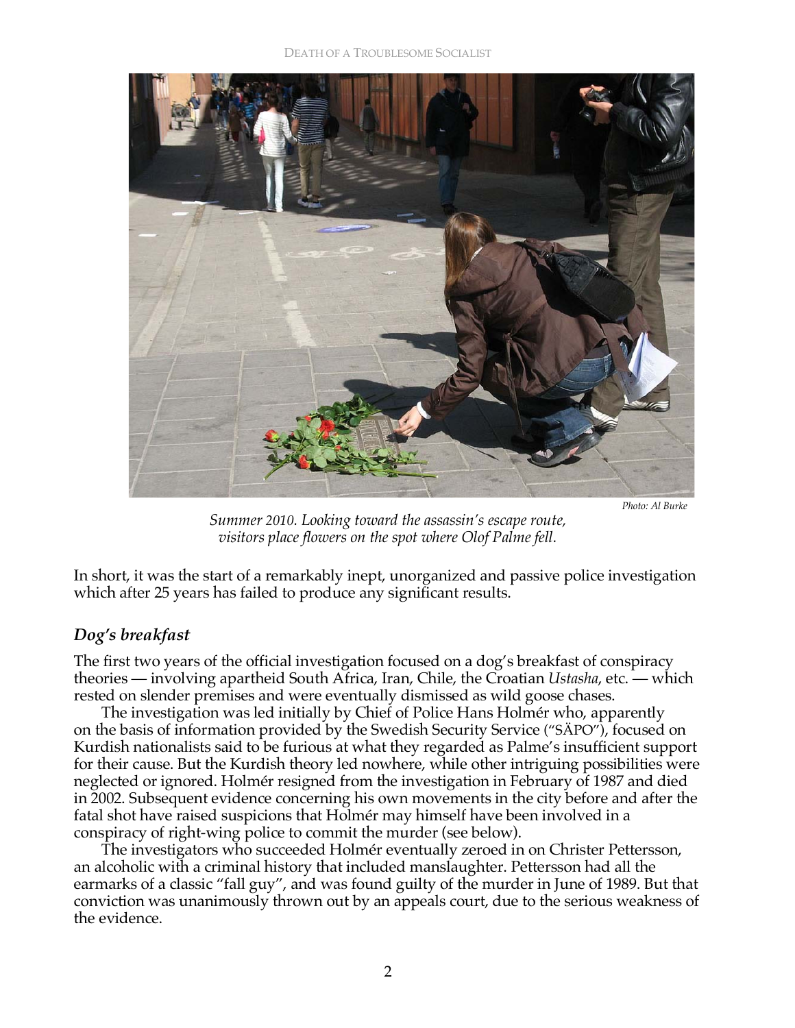Photo: Al Burke

*Summer 2010. Looking toward the assassin's escape route, visitors place flowers on the spot where Olof Palme fell.*

In short, it was the start of a remarkably inept, unorganized and passive police investigation which after 25 years has failed to produce any significant results.

## *Dog's breakfast*

The first two years of the official investigation focused on a dog's breakfast of conspiracy theories — involving apartheid South Africa, Iran, Chile, the Croatian *Ustasha*, etc. — which rested on slender premises and were eventually dismissed as wild goose chases.

The investigation was led initially by Chief of Police Hans Holmér who, apparently on the basis of information provided by the Swedish Security Service ("SÄPO"), focused on Kurdish nationalists said to be furious at what they regarded as Palme's insufficient support for their cause. But the Kurdish theory led nowhere, while other intriguing possibilities were neglected or ignored. Holmér resigned from the investigation in February of 1987 and died in 2002. Subsequent evidence concerning his own movements in the city before and after the fatal shot have raised suspicions that Holmér may himself have been involved in a conspiracy of right-wing police to commit the murder (see below).

The investigators who succeeded Holmér eventually zeroed in on Christer Pettersson, an alcoholic with a criminal history that included manslaughter. Pettersson had all the earmarks of a classic "fall guy", and was found guilty of the murder in June of 1989. But that conviction was unanimously thrown out by an appeals court, due to the serious weakness of the evidence.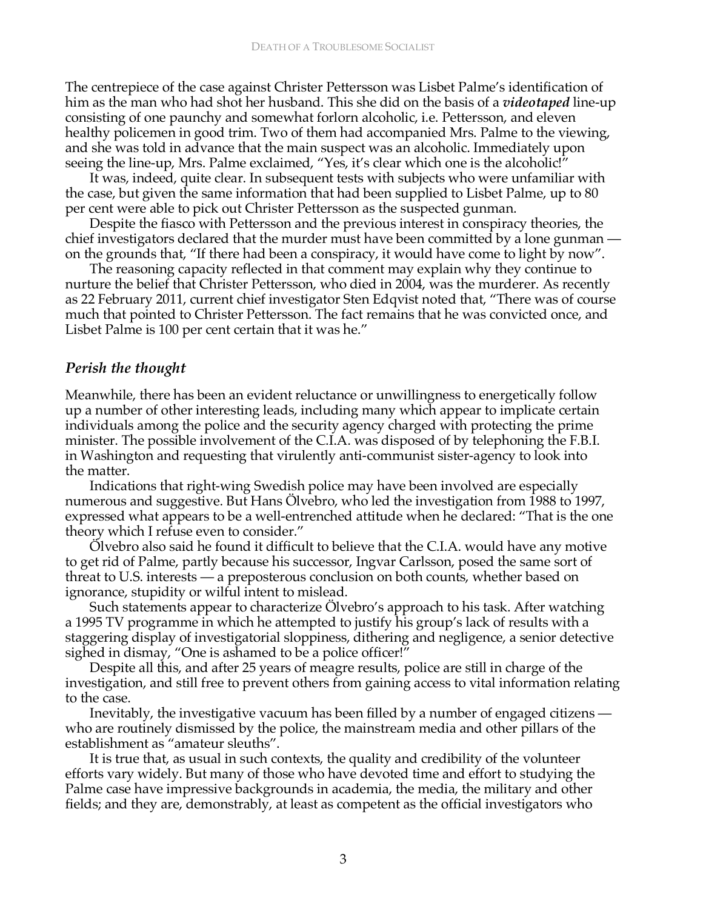The centrepiece of the case against Christer Pettersson was Lisbet Palme's identification of him as the man who had shot her husband. This she did on the basis of a ***videotaped*** line-up consisting of one paunchy and somewhat forlorn alcoholic, i.e. Pettersson, and eleven healthy policemen in good trim. Two of them had accompanied Mrs. Palme to the viewing, and she was told in advance that the main suspect was an alcoholic. Immediately upon seeing the line-up, Mrs. Palme exclaimed, "Yes, it's clear which one is the alcoholic!"

It was, indeed, quite clear. In subsequent tests with subjects who were unfamiliar with the case, but given the same information that had been supplied to Lisbet Palme, up to 80 per cent were able to pick out Christer Pettersson as the suspected gunman.

Despite the fiasco with Pettersson and the previous interest in conspiracy theories, the chief investigators declared that the murder must have been committed by a lone gunman — on the grounds that, "If there had been a conspiracy, it would have come to light by now".

The reasoning capacity reflected in that comment may explain why they continue to nurture the belief that Christer Pettersson, who died in 2004, was the murderer. As recently as 22 February 2011, current chief investigator Sten Edqvist noted that, "There was of course much that pointed to Christer Pettersson. The fact remains that he was convicted once, and Lisbet Palme is 100 per cent certain that it was he."

## *Perish the thought*

Meanwhile, there has been an evident reluctance or unwillingness to energetically follow up a number of other interesting leads, including many which appear to implicate certain individuals among the police and the security agency charged with protecting the prime minister. The possible involvement of the C.I.A. was disposed of by telephoning the F.B.I. in Washington and requesting that virulently anti-communist sister-agency to look into the matter.

Indications that right-wing Swedish police may have been involved are especially numerous and suggestive. But Hans Ölvebro, who led the investigation from 1988 to 1997, expressed what appears to be a well-entrenched attitude when he declared: "That is the one theory which I refuse even to consider."

Ölvebro also said he found it difficult to believe that the C.I.A. would have any motive to get rid of Palme, partly because his successor, Ingvar Carlsson, posed the same sort of threat to U.S. interests — a preposterous conclusion on both counts, whether based on ignorance, stupidity or wilful intent to mislead.

Such statements appear to characterize Ölvebro's approach to his task. After watching a 1995 TV programme in which he attempted to justify his group's lack of results with a staggering display of investigatorial sloppiness, dithering and negligence, a senior detective sighed in dismay, "One is ashamed to be a police officer!"

Despite all this, and after 25 years of meagre results, police are still in charge of the investigation, and still free to prevent others from gaining access to vital information relating to the case.

Inevitably, the investigative vacuum has been filled by a number of engaged citizens — who are routinely dismissed by the police, the mainstream media and other pillars of the establishment as "amateur sleuths".

It is true that, as usual in such contexts, the quality and credibility of the volunteer efforts vary widely. But many of those who have devoted time and effort to studying the Palme case have impressive backgrounds in academia, the media, the military and other fields; and they are, demonstrably, at least as competent as the official investigators who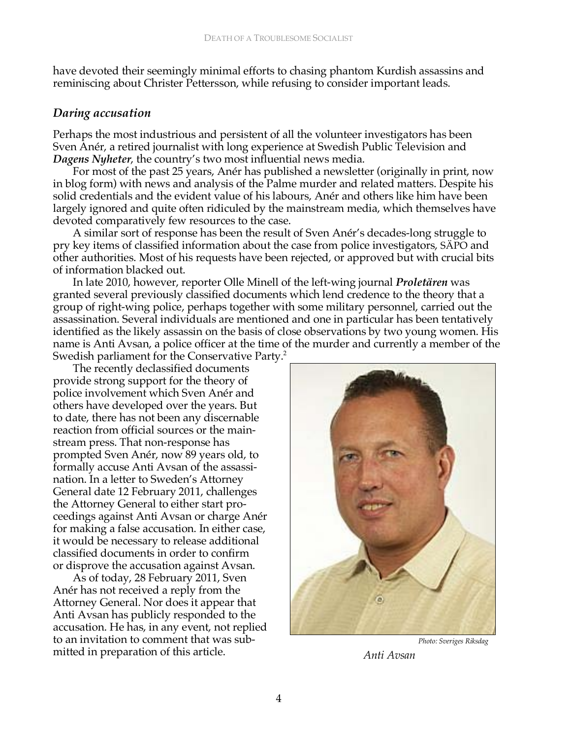have devoted their seemingly minimal efforts to chasing phantom Kurdish assassins and reminiscing about Christer Pettersson, while refusing to consider important leads.

### *Daring accusation*

Perhaps the most industrious and persistent of all the volunteer investigators has been Sven Anér, a retired journalist with long experience at Swedish Public Television and ***Dagens Nyheter***, the country's two most influential news media.

For most of the past 25 years, Anér has published a newsletter (originally in print, now in blog form) with news and analysis of the Palme murder and related matters. Despite his solid credentials and the evident value of his labours, Anér and others like him have been largely ignored and quite often ridiculed by the mainstream media, which themselves have devoted comparatively few resources to the case.

A similar sort of response has been the result of Sven Anér's decades-long struggle to pry key items of classified information about the case from police investigators, SÄPO and other authorities. Most of his requests have been rejected, or approved but with crucial bits of information blacked out.

In late 2010, however, reporter Olle Minell of the left-wing journal ***Proletären*** was granted several previously classified documents which lend credence to the theory that a group of right-wing police, perhaps together with some military personnel, carried out the assassination. Several individuals are mentioned and one in particular has been tentatively identified as the likely assassin on the basis of close observations by two young women. His name is Anti Avsan, a police officer at the time of the murder and currently a member of the Swedish parliament for the Conservative Party.[2]

The recently declassified documents provide strong support for the theory of police involvement which Sven Anér and others have developed over the years. But to date, there has not been any discernable reaction from official sources or the mainstream press. That non-response has prompted Sven Anér, now 89 years old, to formally accuse Anti Avsan of the assassination. In a letter to Sweden's Attorney General date 12 February 2011, challenges the Attorney General to either start proceedings against Anti Avsan or charge Anér for making a false accusation. In either case, it would be necessary to release additional classified documents in order to confirm or disprove the accusation against Avsan.

As of today, 28 February 2011, Sven Anér has not received a reply from the Attorney General. Nor does it appear that Anti Avsan has publicly responded to the accusation. He has, in any event, not replied to an invitation to comment that was submitted in preparation of this article.

*Photo: Sveriges Riksdag*

*Anti Avsan*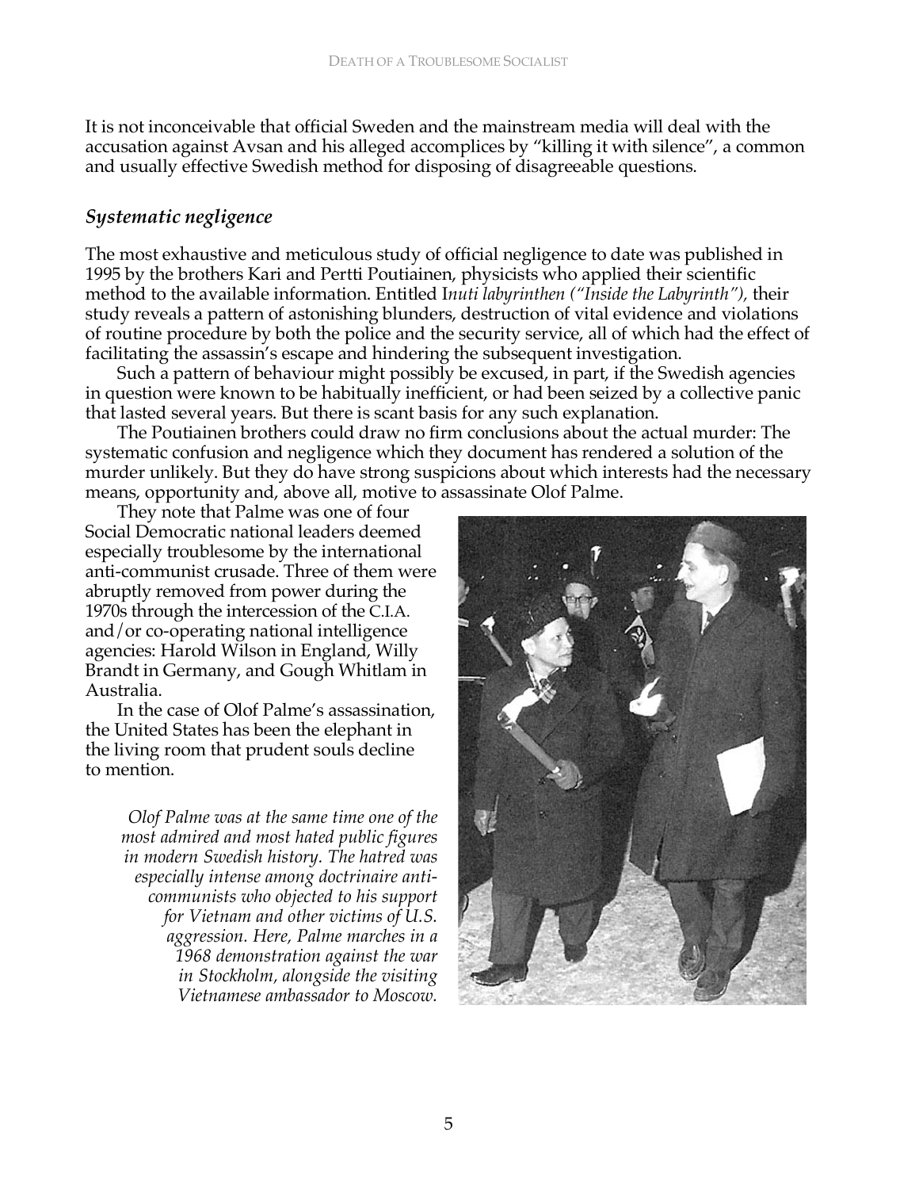It is not inconceivable that official Sweden and the mainstream media will deal with the accusation against Avsan and his alleged accomplices by "killing it with silence", a common and usually effective Swedish method for disposing of disagreeable questions.

### *Systematic negligence*

The most exhaustive and meticulous study of official negligence to date was published in 1995 by the brothers Kari and Pertti Poutiainen, physicists who applied their scientific method to the available information. Entitled I*nuti labyrinthen ("Inside the Labyrinth")*, their study reveals a pattern of astonishing blunders, destruction of vital evidence and violations of routine procedure by both the police and the security service, all of which had the effect of facilitating the assassin's escape and hindering the subsequent investigation.

Such a pattern of behaviour might possibly be excused, in part, if the Swedish agencies in question were known to be habitually inefficient, or had been seized by a collective panic that lasted several years. But there is scant basis for any such explanation.

The Poutiainen brothers could draw no firm conclusions about the actual murder: The systematic confusion and negligence which they document has rendered a solution of the murder unlikely. But they do have strong suspicions about which interests had the necessary means, opportunity and, above all, motive to assassinate Olof Palme.

They note that Palme was one of four Social Democratic national leaders deemed especially troublesome by the international anti-communist crusade. Three of them were abruptly removed from power during the 1970s through the intercession of the C.I.A. and/or co-operating national intelligence agencies: Harold Wilson in England, Willy Brandt in Germany, and Gough Whitlam in Australia.

In the case of Olof Palme's assassination, the United States has been the elephant in the living room that prudent souls decline to mention.

*Olof Palme was at the same time one of the most admired and most hated public figures in modern Swedish history. The hatred was especially intense among doctrinaire anti-communists who objected to his support for Vietnam and other victims of U.S. aggression. Here, Palme marches in a 1968 demonstration against the war in Stockholm, alongside the visiting Vietnamese ambassador to Moscow.*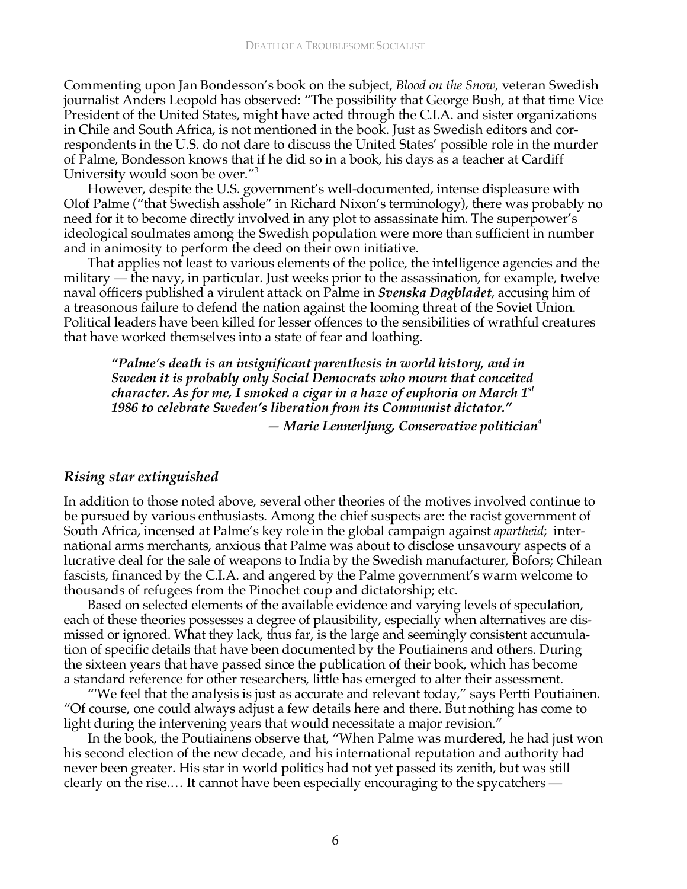Commenting upon Jan Bondesson's book on the subject, *Blood on the Snow*, veteran Swedish journalist Anders Leopold has observed: "The possibility that George Bush, at that time Vice President of the United States, might have acted through the C.I.A. and sister organizations in Chile and South Africa, is not mentioned in the book. Just as Swedish editors and correspondents in the U.S. do not dare to discuss the United States' possible role in the murder of Palme, Bondesson knows that if he did so in a book, his days as a teacher at Cardiff University would soon be over."[3]

However, despite the U.S. government's well-documented, intense displeasure with Olof Palme ("that Swedish asshole" in Richard Nixon's terminology), there was probably no need for it to become directly involved in any plot to assassinate him. The superpower's ideological soulmates among the Swedish population were more than sufficient in number and in animosity to perform the deed on their own initiative.

That applies not least to various elements of the police, the intelligence agencies and the military — the navy, in particular. Just weeks prior to the assassination, for example, twelve naval officers published a virulent attack on Palme in ***Svenska Dagbladet***, accusing him of a treasonous failure to defend the nation against the looming threat of the Soviet Union. Political leaders have been killed for lesser offences to the sensibilities of wrathful creatures that have worked themselves into a state of fear and loathing.

> ***"Palme's death is an insignificant parenthesis in world history, and in Sweden it is probably only Social Democrats who mourn that conceited character. As for me, I smoked a cigar in a haze of euphoria on March 1st 1986 to celebrate Sweden's liberation from its Communist dictator."***
>
> ***— Marie Lennerljung, Conservative politician***[4]

## *Rising star extinguished*

In addition to those noted above, several other theories of the motives involved continue to be pursued by various enthusiasts. Among the chief suspects are: the racist government of South Africa, incensed at Palme's key role in the global campaign against *apartheid*; international arms merchants, anxious that Palme was about to disclose unsavoury aspects of a lucrative deal for the sale of weapons to India by the Swedish manufacturer, Bofors; Chilean fascists, financed by the C.I.A. and angered by the Palme government's warm welcome to thousands of refugees from the Pinochet coup and dictatorship; etc.

Based on selected elements of the available evidence and varying levels of speculation, each of these theories possesses a degree of plausibility, especially when alternatives are dismissed or ignored. What they lack, thus far, is the large and seemingly consistent accumulation of specific details that have been documented by the Poutiainens and others. During the sixteen years that have passed since the publication of their book, which has become a standard reference for other researchers, little has emerged to alter their assessment.

"'We feel that the analysis is just as accurate and relevant today," says Pertti Poutiainen. "Of course, one could always adjust a few details here and there. But nothing has come to light during the intervening years that would necessitate a major revision."

In the book, the Poutiainens observe that, "When Palme was murdered, he had just won his second election of the new decade, and his international reputation and authority had never been greater. His star in world politics had not yet passed its zenith, but was still clearly on the rise.… It cannot have been especially encouraging to the spycatchers —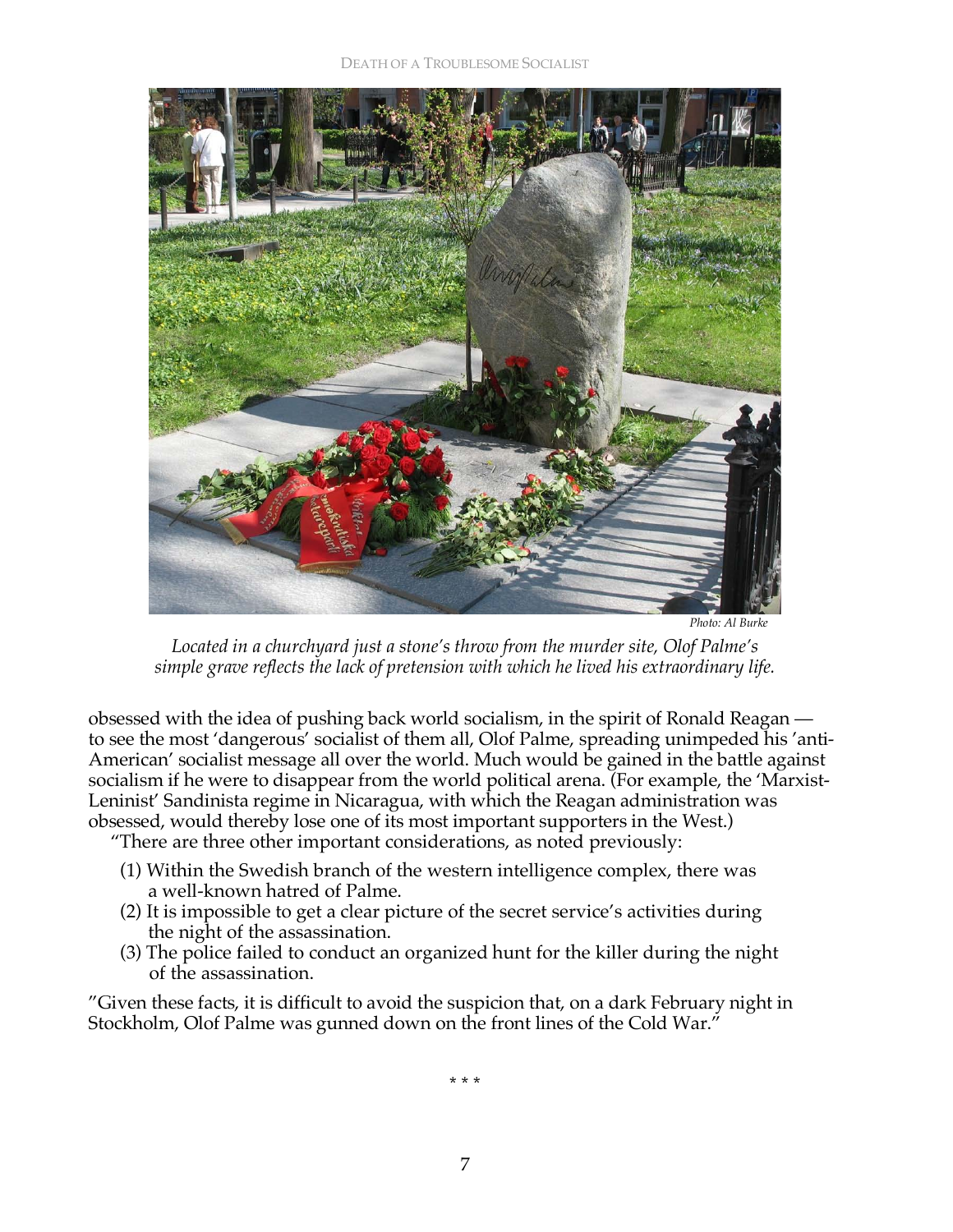Photo: Al Burke

*Located in a churchyard just a stone's throw from the murder site, Olof Palme's simple grave reflects the lack of pretension with which he lived his extraordinary life.*

obsessed with the idea of pushing back world socialism, in the spirit of Ronald Reagan — to see the most 'dangerous' socialist of them all, Olof Palme, spreading unimpeded his 'anti-American' socialist message all over the world. Much would be gained in the battle against socialism if he were to disappear from the world political arena. (For example, the 'Marxist-Leninist' Sandinista regime in Nicaragua, with which the Reagan administration was obsessed, would thereby lose one of its most important supporters in the West.)

"There are three other important considerations, as noted previously:

(1) Within the Swedish branch of the western intelligence complex, there was a well-known hatred of Palme.
(2) It is impossible to get a clear picture of the secret service's activities during the night of the assassination.
(3) The police failed to conduct an organized hunt for the killer during the night of the assassination.

"Given these facts, it is difficult to avoid the suspicion that, on a dark February night in Stockholm, Olof Palme was gunned down on the front lines of the Cold War."

\* \* \*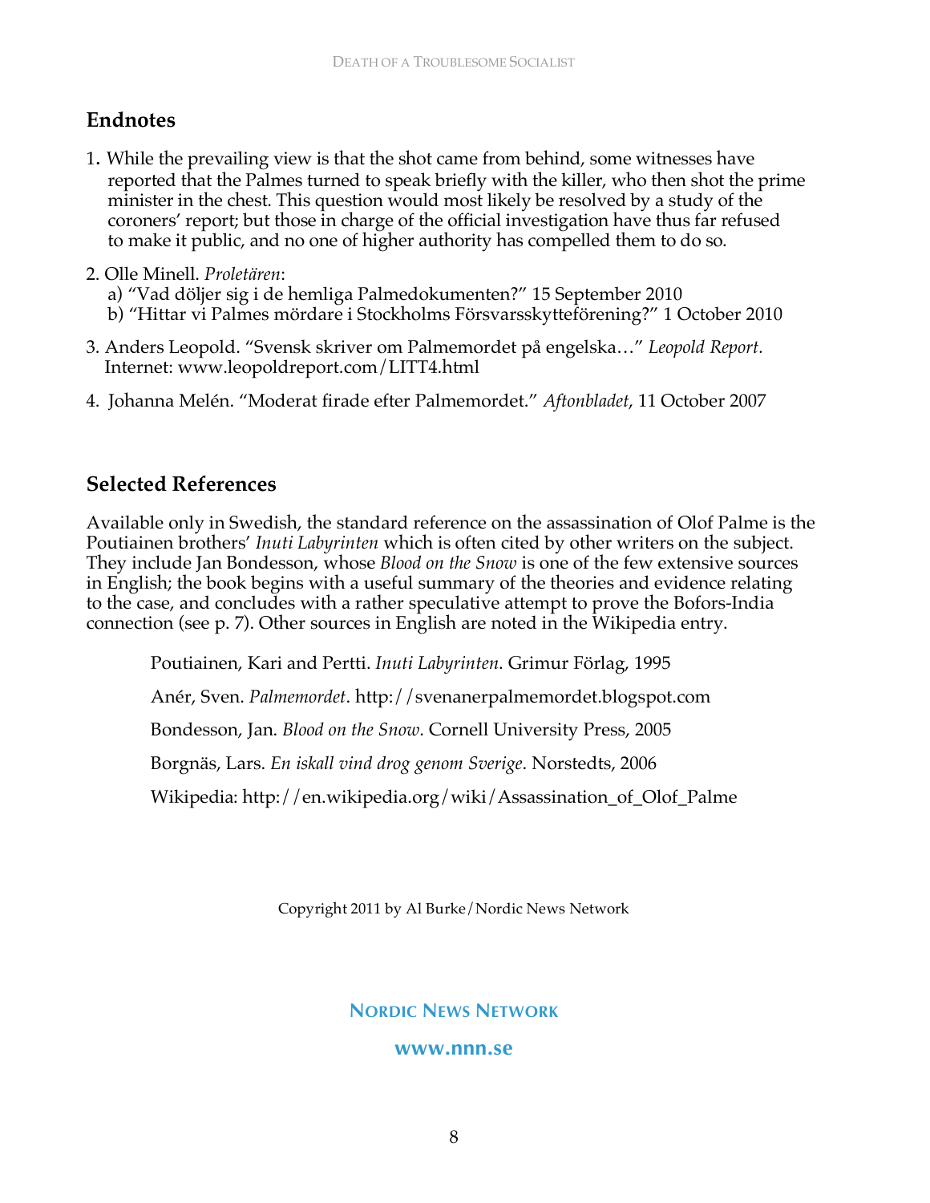## Endnotes

1. While the prevailing view is that the shot came from behind, some witnesses have reported that the Palmes turned to speak briefly with the killer, who then shot the prime minister in the chest. This question would most likely be resolved by a study of the coroners' report; but those in charge of the official investigation have thus far refused to make it public, and no one of higher authority has compelled them to do so.

2. Olle Minell. *Proletären*:
   a) "Vad döljer sig i de hemliga Palmedokumenten?" 15 September 2010
   b) "Hittar vi Palmes mördare i Stockholms Försvarsskytteförening?" 1 October 2010

3. Anders Leopold. "Svensk skriver om Palmemordet på engelska…" *Leopold Report.* Internet: www.leopoldreport.com/LITT4.html

4. Johanna Melén. "Moderat firade efter Palmemordet." *Aftonbladet*, 11 October 2007

## Selected References

Available only in Swedish, the standard reference on the assassination of Olof Palme is the Poutiainen brothers' *Inuti Labyrinten* which is often cited by other writers on the subject. They include Jan Bondesson, whose *Blood on the Snow* is one of the few extensive sources in English; the book begins with a useful summary of the theories and evidence relating to the case, and concludes with a rather speculative attempt to prove the Bofors-India connection (see p. 7). Other sources in English are noted in the Wikipedia entry.

Poutiainen, Kari and Pertti. *Inuti Labyrinten*. Grimur Förlag, 1995

Anér, Sven. *Palmemordet*. http://svenanerpalmemordet.blogspot.com

Bondesson, Jan. *Blood on the Snow*. Cornell University Press, 2005

Borgnäs, Lars. *En iskall vind drog genom Sverige*. Norstedts, 2006

Wikipedia: http://en.wikipedia.org/wiki/Assassination_of_Olof_Palme

Copyright 2011 by Al Burke/Nordic News Network

**NORDIC NEWS NETWORK**

**www.nnn.se**